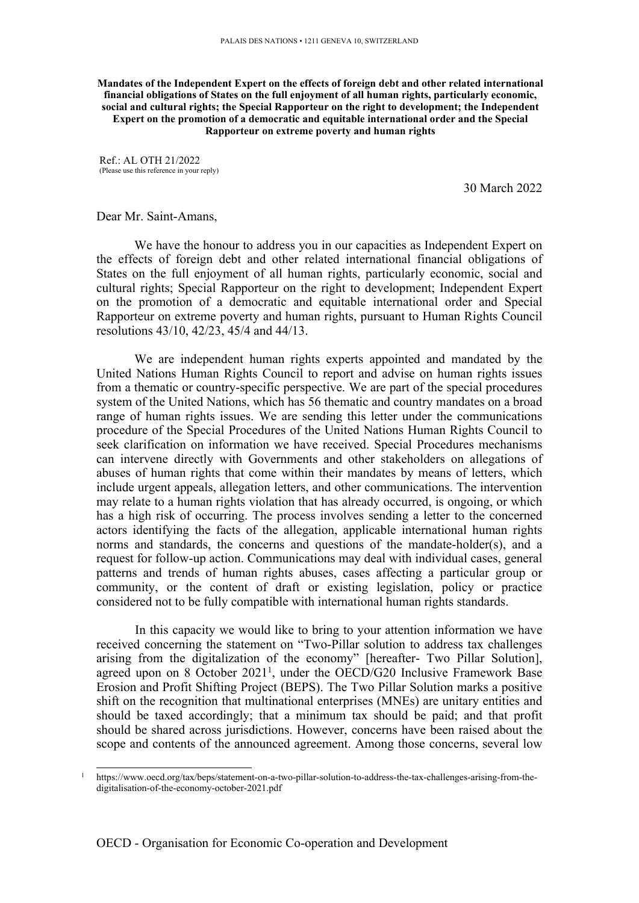PALAIS DES NATIONS • 1211 GENEVA 10, SWITZERLAND

**Mandates of the Independent Expert on the effects of foreign debt and other related international financial obligations of States on the full enjoyment of all human rights, particularly economic, social and cultural rights; the Special Rapporteur on the right to development; the Independent Expert on the promotion of a democratic and equitable international order and the Special Rapporteur on extreme poverty and human rights**

Ref.: AL OTH 21/2022
(Please use this reference in your reply)

30 March 2022

Dear Mr. Saint-Amans,

We have the honour to address you in our capacities as Independent Expert on the effects of foreign debt and other related international financial obligations of States on the full enjoyment of all human rights, particularly economic, social and cultural rights; Special Rapporteur on the right to development; Independent Expert on the promotion of a democratic and equitable international order and Special Rapporteur on extreme poverty and human rights, pursuant to Human Rights Council resolutions 43/10, 42/23, 45/4 and 44/13.

We are independent human rights experts appointed and mandated by the United Nations Human Rights Council to report and advise on human rights issues from a thematic or country-specific perspective. We are part of the special procedures system of the United Nations, which has 56 thematic and country mandates on a broad range of human rights issues. We are sending this letter under the communications procedure of the Special Procedures of the United Nations Human Rights Council to seek clarification on information we have received. Special Procedures mechanisms can intervene directly with Governments and other stakeholders on allegations of abuses of human rights that come within their mandates by means of letters, which include urgent appeals, allegation letters, and other communications. The intervention may relate to a human rights violation that has already occurred, is ongoing, or which has a high risk of occurring. The process involves sending a letter to the concerned actors identifying the facts of the allegation, applicable international human rights norms and standards, the concerns and questions of the mandate-holder(s), and a request for follow-up action. Communications may deal with individual cases, general patterns and trends of human rights abuses, cases affecting a particular group or community, or the content of draft or existing legislation, policy or practice considered not to be fully compatible with international human rights standards.

In this capacity we would like to bring to your attention information we have received concerning the statement on "Two-Pillar solution to address tax challenges arising from the digitalization of the economy" [hereafter- Two Pillar Solution], agreed upon on 8 October 2021[1], under the OECD/G20 Inclusive Framework Base Erosion and Profit Shifting Project (BEPS). The Two Pillar Solution marks a positive shift on the recognition that multinational enterprises (MNEs) are unitary entities and should be taxed accordingly; that a minimum tax should be paid; and that profit should be shared across jurisdictions. However, concerns have been raised about the scope and contents of the announced agreement. Among those concerns, several low

[1] https://www.oecd.org/tax/beps/statement-on-a-two-pillar-solution-to-address-the-tax-challenges-arising-from-the-digitalisation-of-the-economy-october-2021.pdf

OECD - Organisation for Economic Co-operation and Development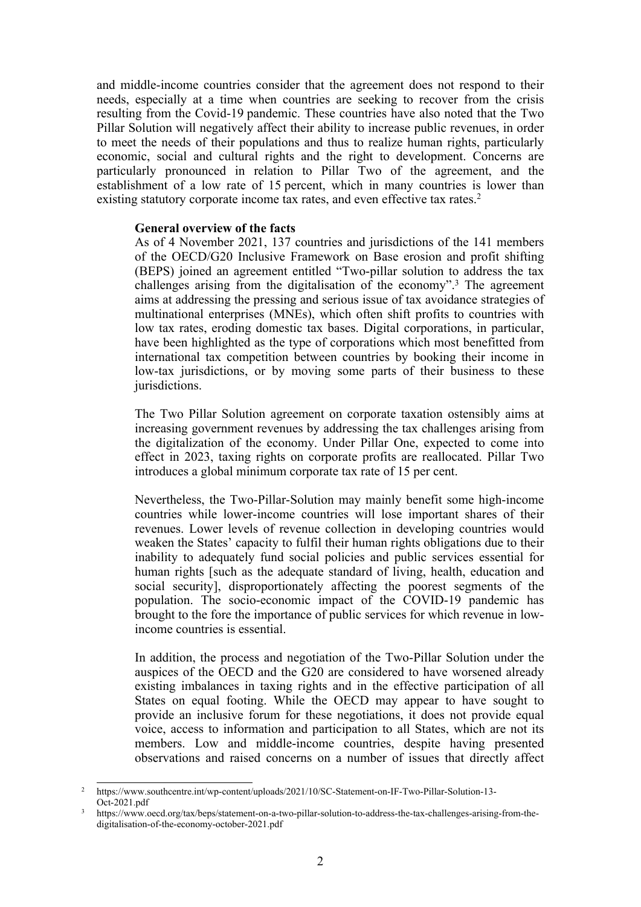and middle-income countries consider that the agreement does not respond to their needs, especially at a time when countries are seeking to recover from the crisis resulting from the Covid-19 pandemic. These countries have also noted that the Two Pillar Solution will negatively affect their ability to increase public revenues, in order to meet the needs of their populations and thus to realize human rights, particularly economic, social and cultural rights and the right to development. Concerns are particularly pronounced in relation to Pillar Two of the agreement, and the establishment of a low rate of 15 percent, which in many countries is lower than existing statutory corporate income tax rates, and even effective tax rates.[2]

**General overview of the facts**

As of 4 November 2021, 137 countries and jurisdictions of the 141 members of the OECD/G20 Inclusive Framework on Base erosion and profit shifting (BEPS) joined an agreement entitled "Two-pillar solution to address the tax challenges arising from the digitalisation of the economy".[3] The agreement aims at addressing the pressing and serious issue of tax avoidance strategies of multinational enterprises (MNEs), which often shift profits to countries with low tax rates, eroding domestic tax bases. Digital corporations, in particular, have been highlighted as the type of corporations which most benefitted from international tax competition between countries by booking their income in low-tax jurisdictions, or by moving some parts of their business to these jurisdictions.

The Two Pillar Solution agreement on corporate taxation ostensibly aims at increasing government revenues by addressing the tax challenges arising from the digitalization of the economy. Under Pillar One, expected to come into effect in 2023, taxing rights on corporate profits are reallocated. Pillar Two introduces a global minimum corporate tax rate of 15 per cent.

Nevertheless, the Two-Pillar-Solution may mainly benefit some high-income countries while lower-income countries will lose important shares of their revenues. Lower levels of revenue collection in developing countries would weaken the States' capacity to fulfil their human rights obligations due to their inability to adequately fund social policies and public services essential for human rights [such as the adequate standard of living, health, education and social security], disproportionately affecting the poorest segments of the population. The socio-economic impact of the COVID-19 pandemic has brought to the fore the importance of public services for which revenue in low-income countries is essential.

In addition, the process and negotiation of the Two-Pillar Solution under the auspices of the OECD and the G20 are considered to have worsened already existing imbalances in taxing rights and in the effective participation of all States on equal footing. While the OECD may appear to have sought to provide an inclusive forum for these negotiations, it does not provide equal voice, access to information and participation to all States, which are not its members. Low and middle-income countries, despite having presented observations and raised concerns on a number of issues that directly affect

---

[2] https://www.southcentre.int/wp-content/uploads/2021/10/SC-Statement-on-IF-Two-Pillar-Solution-13-Oct-2021.pdf

[3] https://www.oecd.org/tax/beps/statement-on-a-two-pillar-solution-to-address-the-tax-challenges-arising-from-the-digitalisation-of-the-economy-october-2021.pdf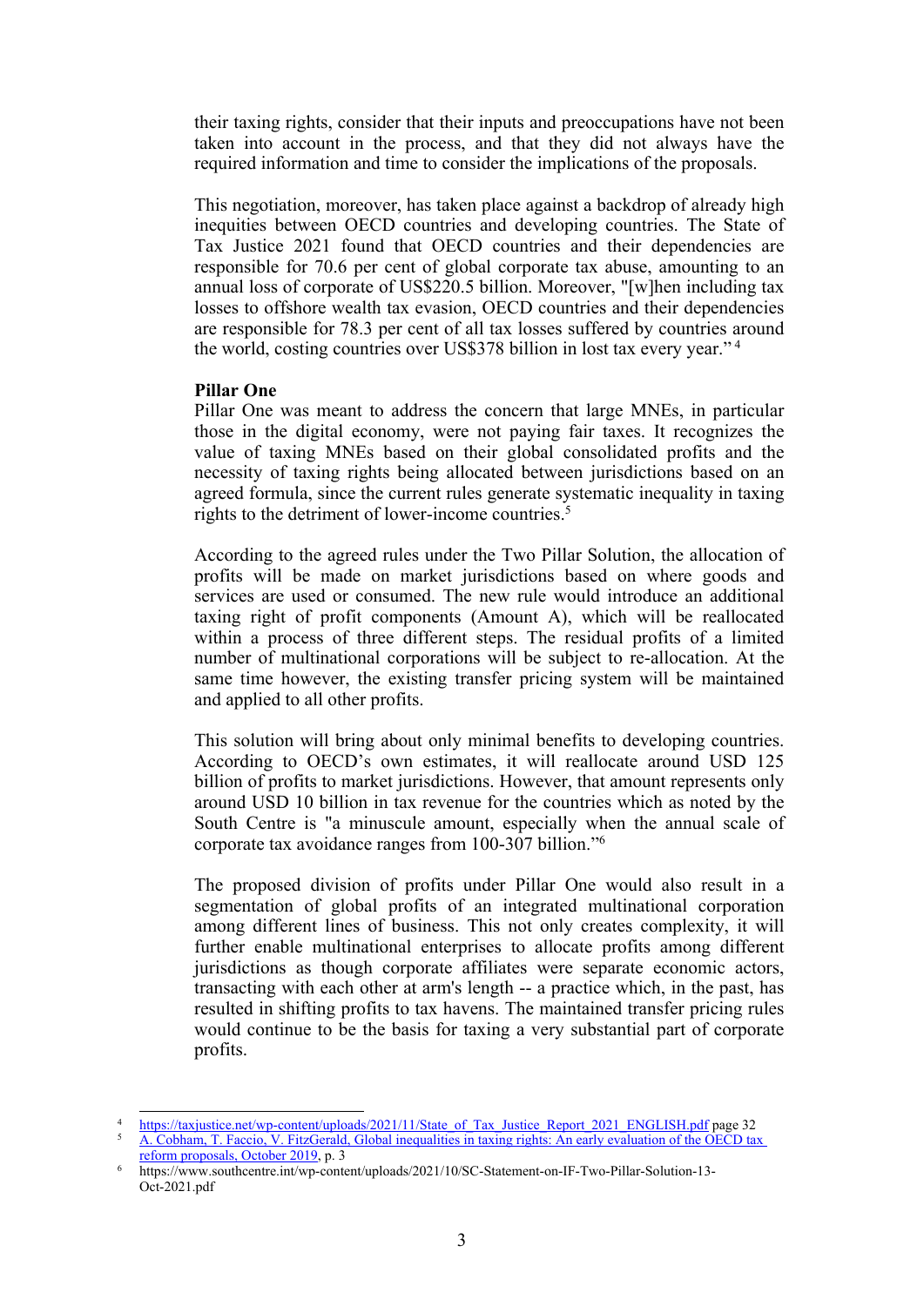their taxing rights, consider that their inputs and preoccupations have not been taken into account in the process, and that they did not always have the required information and time to consider the implications of the proposals.

This negotiation, moreover, has taken place against a backdrop of already high inequities between OECD countries and developing countries. The State of Tax Justice 2021 found that OECD countries and their dependencies are responsible for 70.6 per cent of global corporate tax abuse, amounting to an annual loss of corporate of US$220.5 billion. Moreover, "[w]hen including tax losses to offshore wealth tax evasion, OECD countries and their dependencies are responsible for 78.3 per cent of all tax losses suffered by countries around the world, costing countries over US$378 billion in lost tax every year." [4]

**Pillar One**

Pillar One was meant to address the concern that large MNEs, in particular those in the digital economy, were not paying fair taxes. It recognizes the value of taxing MNEs based on their global consolidated profits and the necessity of taxing rights being allocated between jurisdictions based on an agreed formula, since the current rules generate systematic inequality in taxing rights to the detriment of lower-income countries.[5]

According to the agreed rules under the Two Pillar Solution, the allocation of profits will be made on market jurisdictions based on where goods and services are used or consumed. The new rule would introduce an additional taxing right of profit components (Amount A), which will be reallocated within a process of three different steps. The residual profits of a limited number of multinational corporations will be subject to re-allocation. At the same time however, the existing transfer pricing system will be maintained and applied to all other profits.

This solution will bring about only minimal benefits to developing countries. According to OECD's own estimates, it will reallocate around USD 125 billion of profits to market jurisdictions. However, that amount represents only around USD 10 billion in tax revenue for the countries which as noted by the South Centre is "a minuscule amount, especially when the annual scale of corporate tax avoidance ranges from 100-307 billion."[6]

The proposed division of profits under Pillar One would also result in a segmentation of global profits of an integrated multinational corporation among different lines of business. This not only creates complexity, it will further enable multinational enterprises to allocate profits among different jurisdictions as though corporate affiliates were separate economic actors, transacting with each other at arm's length -- a practice which, in the past, has resulted in shifting profits to tax havens. The maintained transfer pricing rules would continue to be the basis for taxing a very substantial part of corporate profits.

---

[4] https://taxjustice.net/wp-content/uploads/2021/11/State_of_Tax_Justice_Report_2021_ENGLISH.pdf page 32

[5] A. Cobham, T. Faccio, V. FitzGerald, Global inequalities in taxing rights: An early evaluation of the OECD tax reform proposals, October 2019, p. 3

[6] https://www.southcentre.int/wp-content/uploads/2021/10/SC-Statement-on-IF-Two-Pillar-Solution-13-Oct-2021.pdf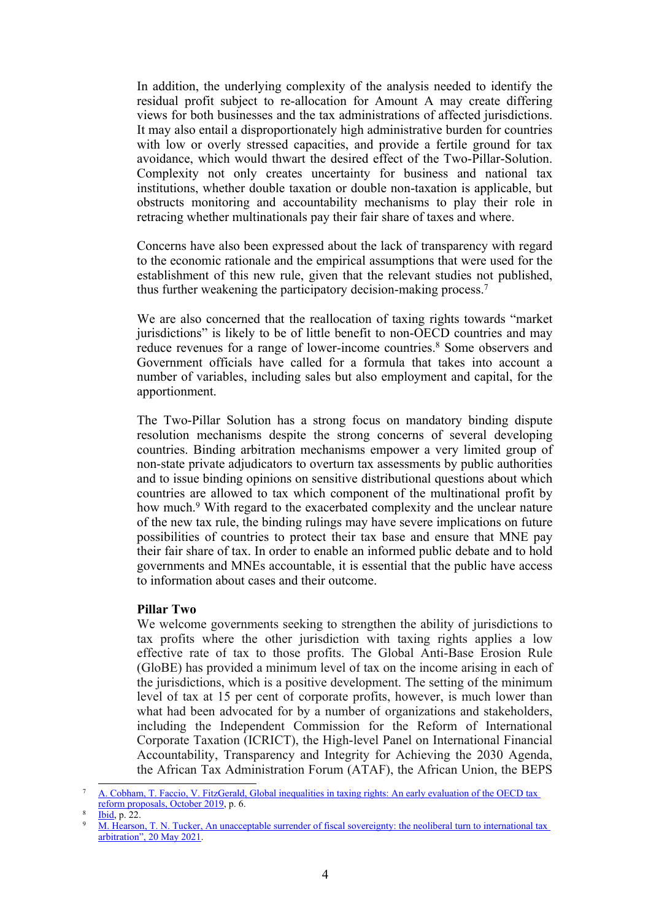In addition, the underlying complexity of the analysis needed to identify the residual profit subject to re-allocation for Amount A may create differing views for both businesses and the tax administrations of affected jurisdictions. It may also entail a disproportionately high administrative burden for countries with low or overly stressed capacities, and provide a fertile ground for tax avoidance, which would thwart the desired effect of the Two-Pillar-Solution. Complexity not only creates uncertainty for business and national tax institutions, whether double taxation or double non-taxation is applicable, but obstructs monitoring and accountability mechanisms to play their role in retracing whether multinationals pay their fair share of taxes and where.

Concerns have also been expressed about the lack of transparency with regard to the economic rationale and the empirical assumptions that were used for the establishment of this new rule, given that the relevant studies not published, thus further weakening the participatory decision-making process.[7]

We are also concerned that the reallocation of taxing rights towards "market jurisdictions" is likely to be of little benefit to non-OECD countries and may reduce revenues for a range of lower-income countries.[8] Some observers and Government officials have called for a formula that takes into account a number of variables, including sales but also employment and capital, for the apportionment.

The Two-Pillar Solution has a strong focus on mandatory binding dispute resolution mechanisms despite the strong concerns of several developing countries. Binding arbitration mechanisms empower a very limited group of non-state private adjudicators to overturn tax assessments by public authorities and to issue binding opinions on sensitive distributional questions about which countries are allowed to tax which component of the multinational profit by how much.[9] With regard to the exacerbated complexity and the unclear nature of the new tax rule, the binding rulings may have severe implications on future possibilities of countries to protect their tax base and ensure that MNE pay their fair share of tax. In order to enable an informed public debate and to hold governments and MNEs accountable, it is essential that the public have access to information about cases and their outcome.

**Pillar Two**

We welcome governments seeking to strengthen the ability of jurisdictions to tax profits where the other jurisdiction with taxing rights applies a low effective rate of tax to those profits. The Global Anti-Base Erosion Rule (GloBE) has provided a minimum level of tax on the income arising in each of the jurisdictions, which is a positive development. The setting of the minimum level of tax at 15 per cent of corporate profits, however, is much lower than what had been advocated for by a number of organizations and stakeholders, including the Independent Commission for the Reform of International Corporate Taxation (ICRICT), the High-level Panel on International Financial Accountability, Transparency and Integrity for Achieving the 2030 Agenda, the African Tax Administration Forum (ATAF), the African Union, the BEPS

---

[7] A. Cobham, T. Faccio, V. FitzGerald, Global inequalities in taxing rights: An early evaluation of the OECD tax reform proposals, October 2019, p. 6.

[8] Ibid, p. 22.

[9] M. Hearson, T. N. Tucker, An unacceptable surrender of fiscal sovereignty: the neoliberal turn to international tax arbitration", 20 May 2021.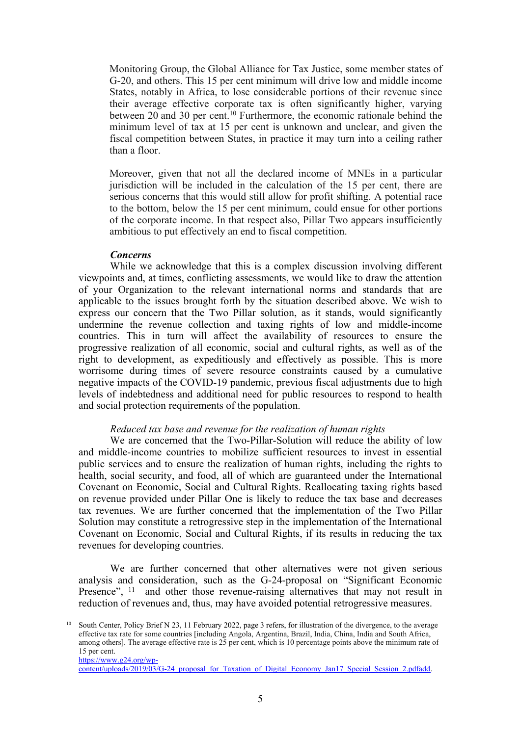Monitoring Group, the Global Alliance for Tax Justice, some member states of G-20, and others. This 15 per cent minimum will drive low and middle income States, notably in Africa, to lose considerable portions of their revenue since their average effective corporate tax is often significantly higher, varying between 20 and 30 per cent.[10] Furthermore, the economic rationale behind the minimum level of tax at 15 per cent is unknown and unclear, and given the fiscal competition between States, in practice it may turn into a ceiling rather than a floor.

Moreover, given that not all the declared income of MNEs in a particular jurisdiction will be included in the calculation of the 15 per cent, there are serious concerns that this would still allow for profit shifting. A potential race to the bottom, below the 15 per cent minimum, could ensue for other portions of the corporate income. In that respect also, Pillar Two appears insufficiently ambitious to put effectively an end to fiscal competition.

***Concerns***

While we acknowledge that this is a complex discussion involving different viewpoints and, at times, conflicting assessments, we would like to draw the attention of your Organization to the relevant international norms and standards that are applicable to the issues brought forth by the situation described above. We wish to express our concern that the Two Pillar solution, as it stands, would significantly undermine the revenue collection and taxing rights of low and middle-income countries. This in turn will affect the availability of resources to ensure the progressive realization of all economic, social and cultural rights, as well as of the right to development, as expeditiously and effectively as possible. This is more worrisome during times of severe resource constraints caused by a cumulative negative impacts of the COVID-19 pandemic, previous fiscal adjustments due to high levels of indebtedness and additional need for public resources to respond to health and social protection requirements of the population.

*Reduced tax base and revenue for the realization of human rights*

We are concerned that the Two-Pillar-Solution will reduce the ability of low and middle-income countries to mobilize sufficient resources to invest in essential public services and to ensure the realization of human rights, including the rights to health, social security, and food, all of which are guaranteed under the International Covenant on Economic, Social and Cultural Rights. Reallocating taxing rights based on revenue provided under Pillar One is likely to reduce the tax base and decreases tax revenues. We are further concerned that the implementation of the Two Pillar Solution may constitute a retrogressive step in the implementation of the International Covenant on Economic, Social and Cultural Rights, if its results in reducing the tax revenues for developing countries.

We are further concerned that other alternatives were not given serious analysis and consideration, such as the G-24-proposal on "Significant Economic Presence", [11] and other those revenue-raising alternatives that may not result in reduction of revenues and, thus, may have avoided potential retrogressive measures.

---

[10] South Center, Policy Brief N 23, 11 February 2022, page 3 refers, for illustration of the divergence, to the average effective tax rate for some countries [including Angola, Argentina, Brazil, India, China, India and South Africa, among others]. The average effective rate is 25 per cent, which is 10 percentage points above the minimum rate of 15 per cent.

https://www.g24.org/wp-content/uploads/2019/03/G-24_proposal_for_Taxation_of_Digital_Economy_Jan17_Special_Session_2.pdfadd.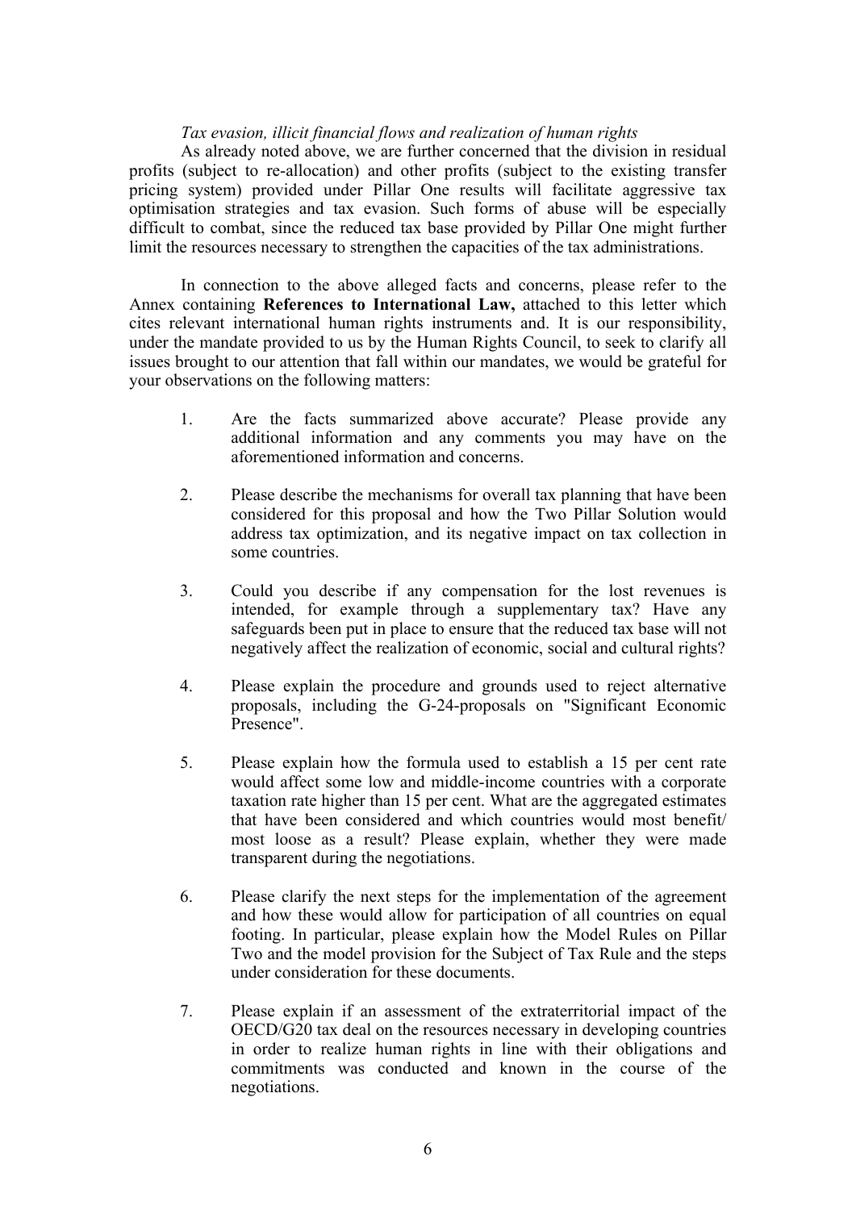*Tax evasion, illicit financial flows and realization of human rights*

As already noted above, we are further concerned that the division in residual profits (subject to re-allocation) and other profits (subject to the existing transfer pricing system) provided under Pillar One results will facilitate aggressive tax optimisation strategies and tax evasion. Such forms of abuse will be especially difficult to combat, since the reduced tax base provided by Pillar One might further limit the resources necessary to strengthen the capacities of the tax administrations.

In connection to the above alleged facts and concerns, please refer to the Annex containing **References to International Law,** attached to this letter which cites relevant international human rights instruments and. It is our responsibility, under the mandate provided to us by the Human Rights Council, to seek to clarify all issues brought to our attention that fall within our mandates, we would be grateful for your observations on the following matters:

1. Are the facts summarized above accurate? Please provide any additional information and any comments you may have on the aforementioned information and concerns.

2. Please describe the mechanisms for overall tax planning that have been considered for this proposal and how the Two Pillar Solution would address tax optimization, and its negative impact on tax collection in some countries.

3. Could you describe if any compensation for the lost revenues is intended, for example through a supplementary tax? Have any safeguards been put in place to ensure that the reduced tax base will not negatively affect the realization of economic, social and cultural rights?

4. Please explain the procedure and grounds used to reject alternative proposals, including the G-24-proposals on "Significant Economic Presence".

5. Please explain how the formula used to establish a 15 per cent rate would affect some low and middle-income countries with a corporate taxation rate higher than 15 per cent. What are the aggregated estimates that have been considered and which countries would most benefit/ most loose as a result? Please explain, whether they were made transparent during the negotiations.

6. Please clarify the next steps for the implementation of the agreement and how these would allow for participation of all countries on equal footing. In particular, please explain how the Model Rules on Pillar Two and the model provision for the Subject of Tax Rule and the steps under consideration for these documents.

7. Please explain if an assessment of the extraterritorial impact of the OECD/G20 tax deal on the resources necessary in developing countries in order to realize human rights in line with their obligations and commitments was conducted and known in the course of the negotiations.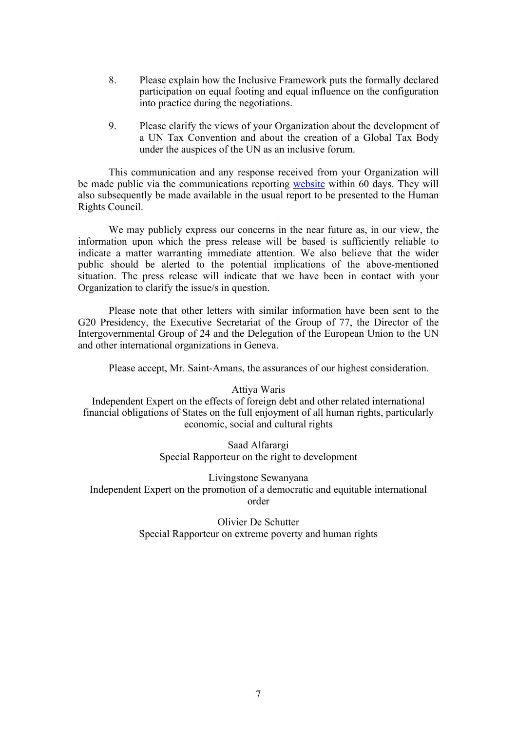8. Please explain how the Inclusive Framework puts the formally declared participation on equal footing and equal influence on the configuration into practice during the negotiations.

9. Please clarify the views of your Organization about the development of a UN Tax Convention and about the creation of a Global Tax Body under the auspices of the UN as an inclusive forum.

This communication and any response received from your Organization will be made public via the communications reporting website within 60 days. They will also subsequently be made available in the usual report to be presented to the Human Rights Council.

We may publicly express our concerns in the near future as, in our view, the information upon which the press release will be based is sufficiently reliable to indicate a matter warranting immediate attention. We also believe that the wider public should be alerted to the potential implications of the above-mentioned situation. The press release will indicate that we have been in contact with your Organization to clarify the issue/s in question.

Please note that other letters with similar information have been sent to the G20 Presidency, the Executive Secretariat of the Group of 77, the Director of the Intergovernmental Group of 24 and the Delegation of the European Union to the UN and other international organizations in Geneva.

Please accept, Mr. Saint-Amans, the assurances of our highest consideration.

Attiya Waris
Independent Expert on the effects of foreign debt and other related international financial obligations of States on the full enjoyment of all human rights, particularly economic, social and cultural rights

Saad Alfarargi
Special Rapporteur on the right to development

Livingstone Sewanyana
Independent Expert on the promotion of a democratic and equitable international order

Olivier De Schutter
Special Rapporteur on extreme poverty and human rights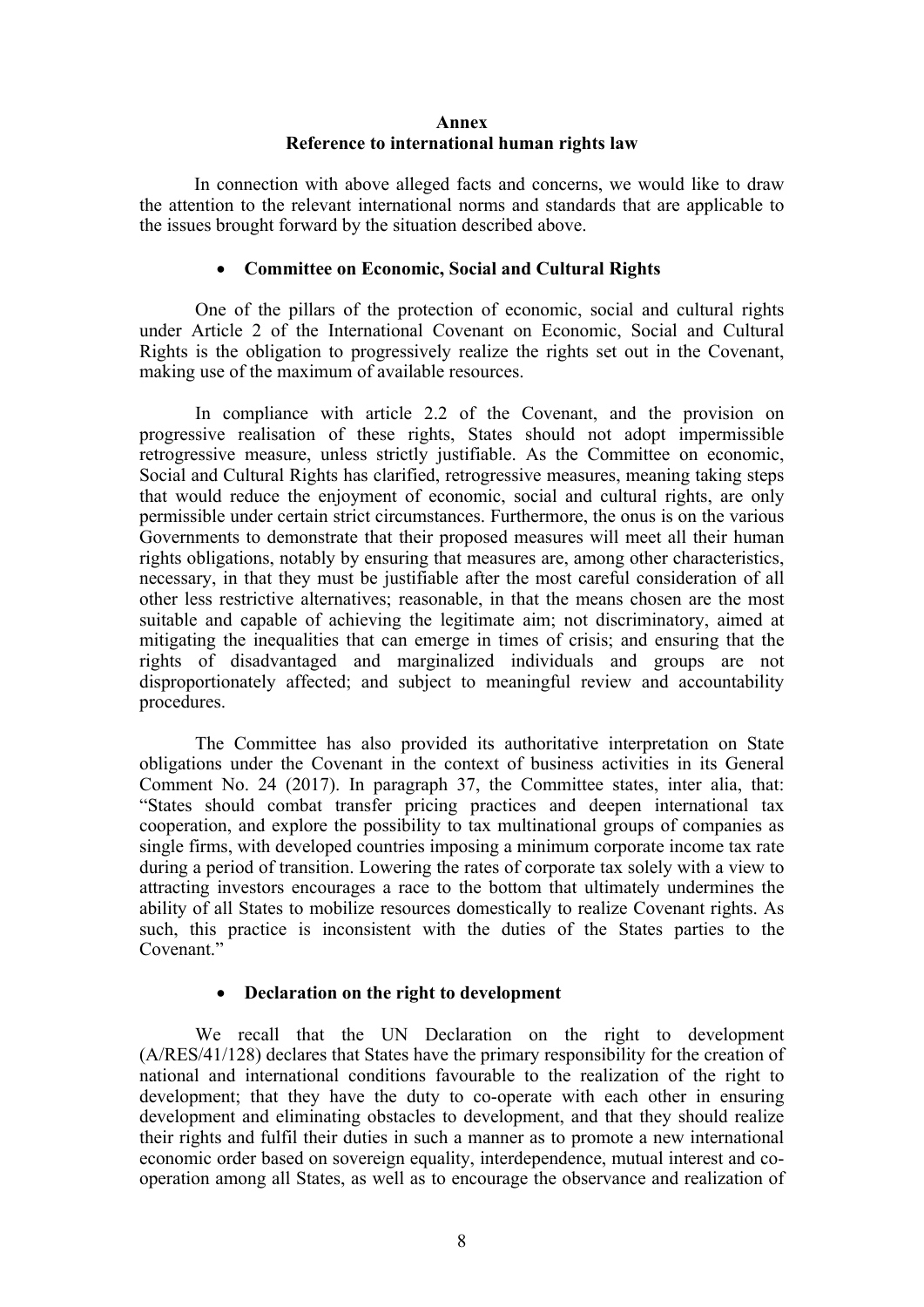# Annex
## Reference to international human rights law

In connection with above alleged facts and concerns, we would like to draw the attention to the relevant international norms and standards that are applicable to the issues brought forward by the situation described above.

- **Committee on Economic, Social and Cultural Rights**

One of the pillars of the protection of economic, social and cultural rights under Article 2 of the International Covenant on Economic, Social and Cultural Rights is the obligation to progressively realize the rights set out in the Covenant, making use of the maximum of available resources.

In compliance with article 2.2 of the Covenant, and the provision on progressive realisation of these rights, States should not adopt impermissible retrogressive measure, unless strictly justifiable. As the Committee on economic, Social and Cultural Rights has clarified, retrogressive measures, meaning taking steps that would reduce the enjoyment of economic, social and cultural rights, are only permissible under certain strict circumstances. Furthermore, the onus is on the various Governments to demonstrate that their proposed measures will meet all their human rights obligations, notably by ensuring that measures are, among other characteristics, necessary, in that they must be justifiable after the most careful consideration of all other less restrictive alternatives; reasonable, in that the means chosen are the most suitable and capable of achieving the legitimate aim; not discriminatory, aimed at mitigating the inequalities that can emerge in times of crisis; and ensuring that the rights of disadvantaged and marginalized individuals and groups are not disproportionately affected; and subject to meaningful review and accountability procedures.

The Committee has also provided its authoritative interpretation on State obligations under the Covenant in the context of business activities in its General Comment No. 24 (2017). In paragraph 37, the Committee states, inter alia, that: "States should combat transfer pricing practices and deepen international tax cooperation, and explore the possibility to tax multinational groups of companies as single firms, with developed countries imposing a minimum corporate income tax rate during a period of transition. Lowering the rates of corporate tax solely with a view to attracting investors encourages a race to the bottom that ultimately undermines the ability of all States to mobilize resources domestically to realize Covenant rights. As such, this practice is inconsistent with the duties of the States parties to the Covenant."

- **Declaration on the right to development**

We recall that the UN Declaration on the right to development (A/RES/41/128) declares that States have the primary responsibility for the creation of national and international conditions favourable to the realization of the right to development; that they have the duty to co-operate with each other in ensuring development and eliminating obstacles to development, and that they should realize their rights and fulfil their duties in such a manner as to promote a new international economic order based on sovereign equality, interdependence, mutual interest and co-operation among all States, as well as to encourage the observance and realization of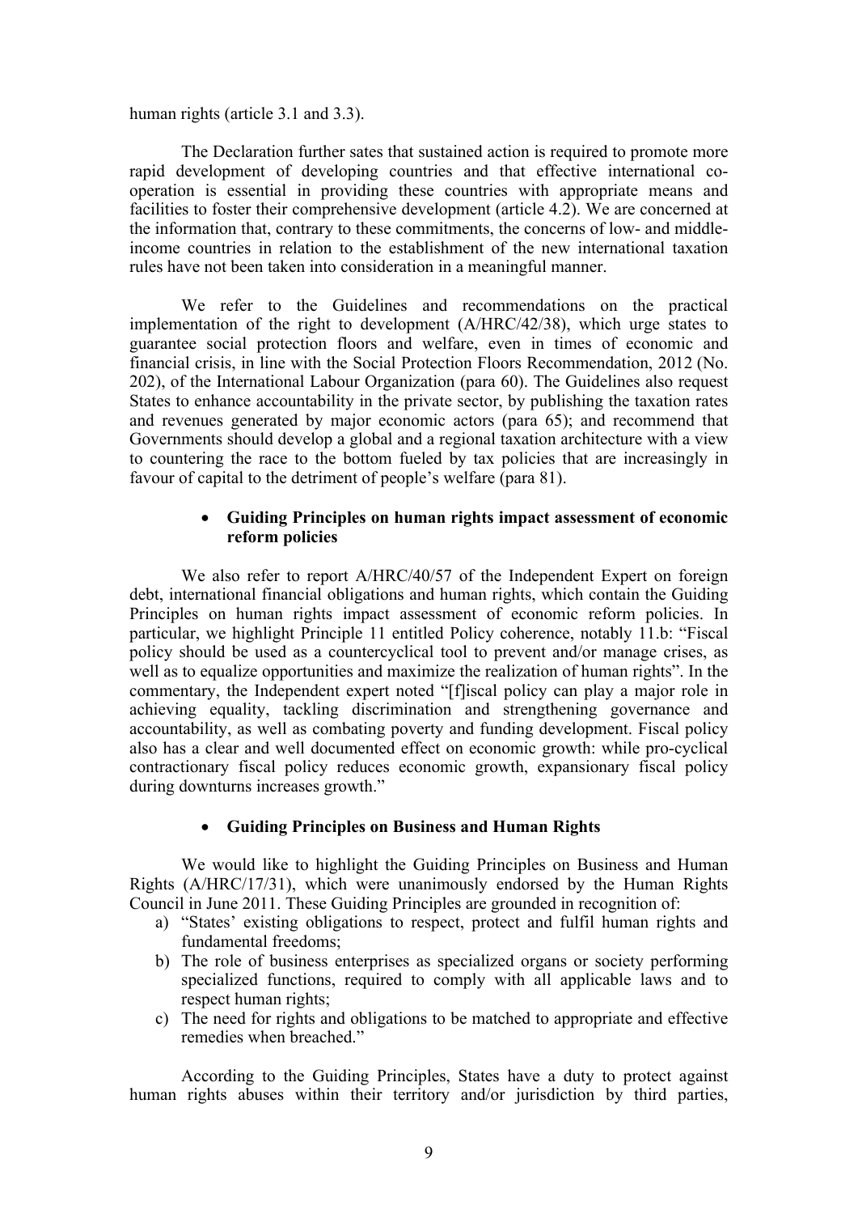human rights (article 3.1 and 3.3).

The Declaration further sates that sustained action is required to promote more rapid development of developing countries and that effective international co-operation is essential in providing these countries with appropriate means and facilities to foster their comprehensive development (article 4.2). We are concerned at the information that, contrary to these commitments, the concerns of low- and middle-income countries in relation to the establishment of the new international taxation rules have not been taken into consideration in a meaningful manner.

We refer to the Guidelines and recommendations on the practical implementation of the right to development (A/HRC/42/38), which urge states to guarantee social protection floors and welfare, even in times of economic and financial crisis, in line with the Social Protection Floors Recommendation, 2012 (No. 202), of the International Labour Organization (para 60). The Guidelines also request States to enhance accountability in the private sector, by publishing the taxation rates and revenues generated by major economic actors (para 65); and recommend that Governments should develop a global and a regional taxation architecture with a view to countering the race to the bottom fueled by tax policies that are increasingly in favour of capital to the detriment of people's welfare (para 81).

- **Guiding Principles on human rights impact assessment of economic reform policies**

We also refer to report A/HRC/40/57 of the Independent Expert on foreign debt, international financial obligations and human rights, which contain the Guiding Principles on human rights impact assessment of economic reform policies. In particular, we highlight Principle 11 entitled Policy coherence, notably 11.b: "Fiscal policy should be used as a countercyclical tool to prevent and/or manage crises, as well as to equalize opportunities and maximize the realization of human rights". In the commentary, the Independent expert noted "[f]iscal policy can play a major role in achieving equality, tackling discrimination and strengthening governance and accountability, as well as combating poverty and funding development. Fiscal policy also has a clear and well documented effect on economic growth: while pro-cyclical contractionary fiscal policy reduces economic growth, expansionary fiscal policy during downturns increases growth."

- **Guiding Principles on Business and Human Rights**

We would like to highlight the Guiding Principles on Business and Human Rights (A/HRC/17/31), which were unanimously endorsed by the Human Rights Council in June 2011. These Guiding Principles are grounded in recognition of:

a) "States' existing obligations to respect, protect and fulfil human rights and fundamental freedoms;
b) The role of business enterprises as specialized organs or society performing specialized functions, required to comply with all applicable laws and to respect human rights;
c) The need for rights and obligations to be matched to appropriate and effective remedies when breached."

According to the Guiding Principles, States have a duty to protect against human rights abuses within their territory and/or jurisdiction by third parties,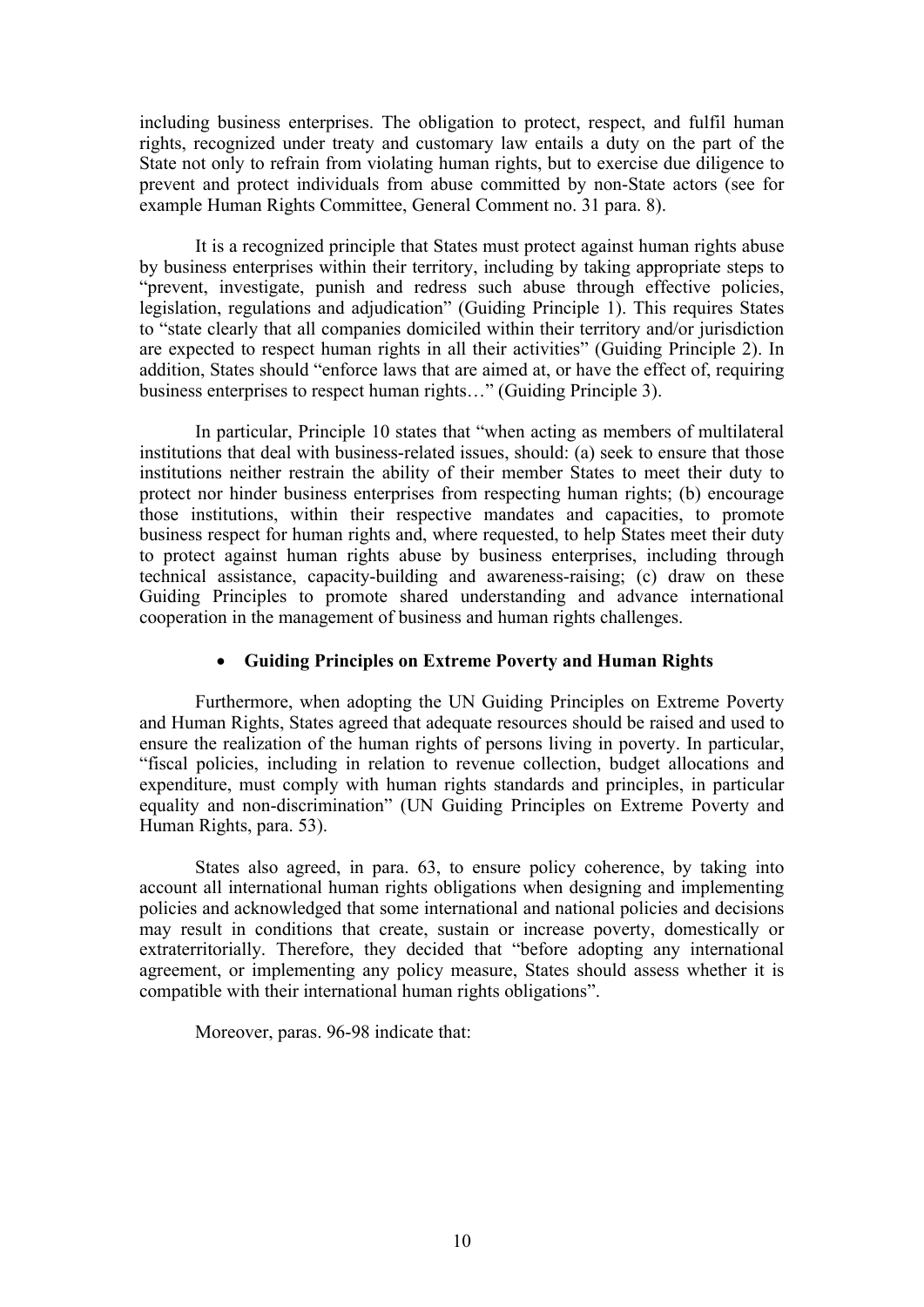including business enterprises. The obligation to protect, respect, and fulfil human rights, recognized under treaty and customary law entails a duty on the part of the State not only to refrain from violating human rights, but to exercise due diligence to prevent and protect individuals from abuse committed by non-State actors (see for example Human Rights Committee, General Comment no. 31 para. 8).

It is a recognized principle that States must protect against human rights abuse by business enterprises within their territory, including by taking appropriate steps to "prevent, investigate, punish and redress such abuse through effective policies, legislation, regulations and adjudication" (Guiding Principle 1). This requires States to "state clearly that all companies domiciled within their territory and/or jurisdiction are expected to respect human rights in all their activities" (Guiding Principle 2). In addition, States should "enforce laws that are aimed at, or have the effect of, requiring business enterprises to respect human rights…" (Guiding Principle 3).

In particular, Principle 10 states that "when acting as members of multilateral institutions that deal with business-related issues, should: (a) seek to ensure that those institutions neither restrain the ability of their member States to meet their duty to protect nor hinder business enterprises from respecting human rights; (b) encourage those institutions, within their respective mandates and capacities, to promote business respect for human rights and, where requested, to help States meet their duty to protect against human rights abuse by business enterprises, including through technical assistance, capacity-building and awareness-raising; (c) draw on these Guiding Principles to promote shared understanding and advance international cooperation in the management of business and human rights challenges.

- **Guiding Principles on Extreme Poverty and Human Rights**

Furthermore, when adopting the UN Guiding Principles on Extreme Poverty and Human Rights, States agreed that adequate resources should be raised and used to ensure the realization of the human rights of persons living in poverty. In particular, "fiscal policies, including in relation to revenue collection, budget allocations and expenditure, must comply with human rights standards and principles, in particular equality and non-discrimination" (UN Guiding Principles on Extreme Poverty and Human Rights, para. 53).

States also agreed, in para. 63, to ensure policy coherence, by taking into account all international human rights obligations when designing and implementing policies and acknowledged that some international and national policies and decisions may result in conditions that create, sustain or increase poverty, domestically or extraterritorially. Therefore, they decided that "before adopting any international agreement, or implementing any policy measure, States should assess whether it is compatible with their international human rights obligations".

Moreover, paras. 96-98 indicate that: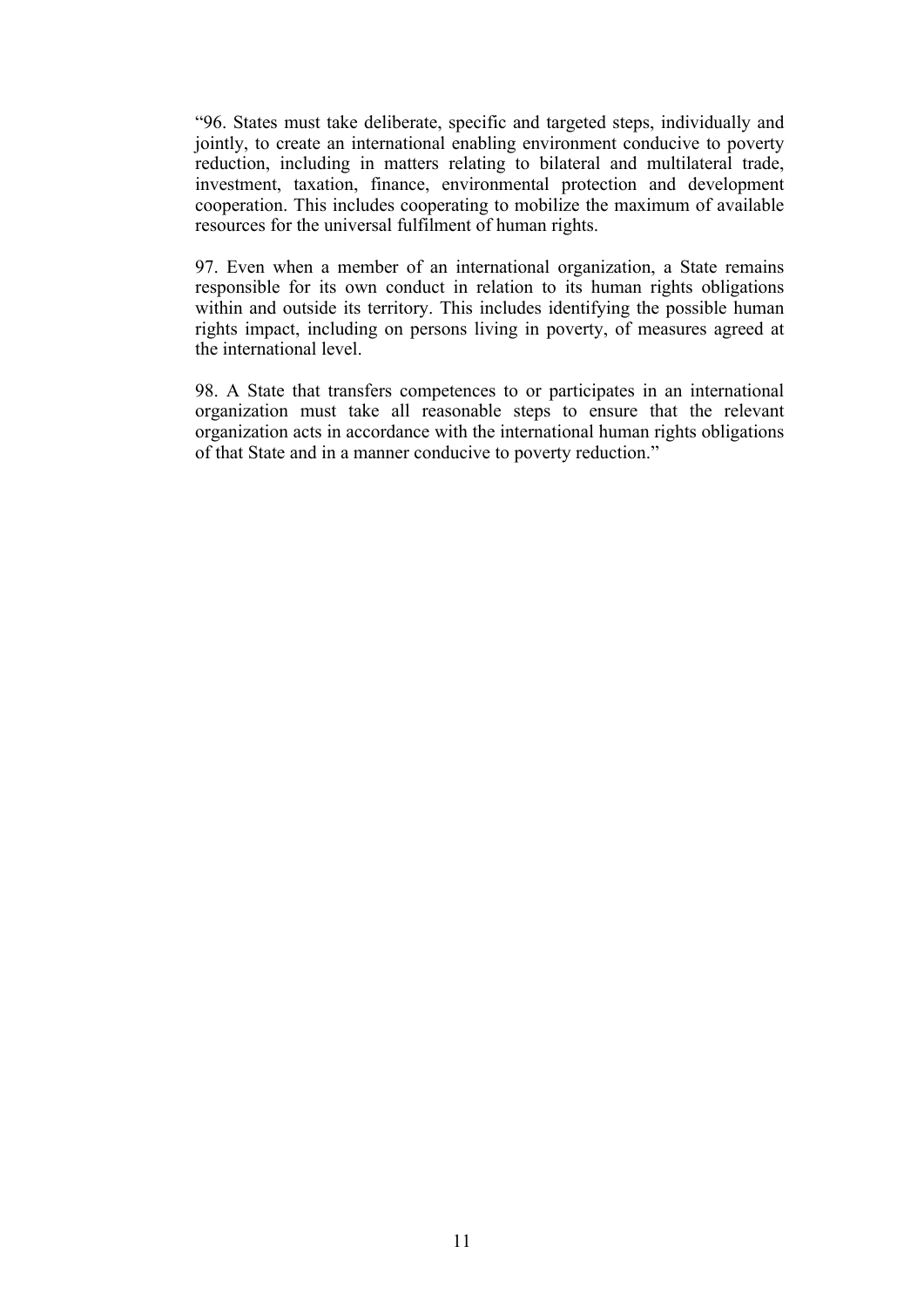"96. States must take deliberate, specific and targeted steps, individually and jointly, to create an international enabling environment conducive to poverty reduction, including in matters relating to bilateral and multilateral trade, investment, taxation, finance, environmental protection and development cooperation. This includes cooperating to mobilize the maximum of available resources for the universal fulfilment of human rights.

97. Even when a member of an international organization, a State remains responsible for its own conduct in relation to its human rights obligations within and outside its territory. This includes identifying the possible human rights impact, including on persons living in poverty, of measures agreed at the international level.

98. A State that transfers competences to or participates in an international organization must take all reasonable steps to ensure that the relevant organization acts in accordance with the international human rights obligations of that State and in a manner conducive to poverty reduction."